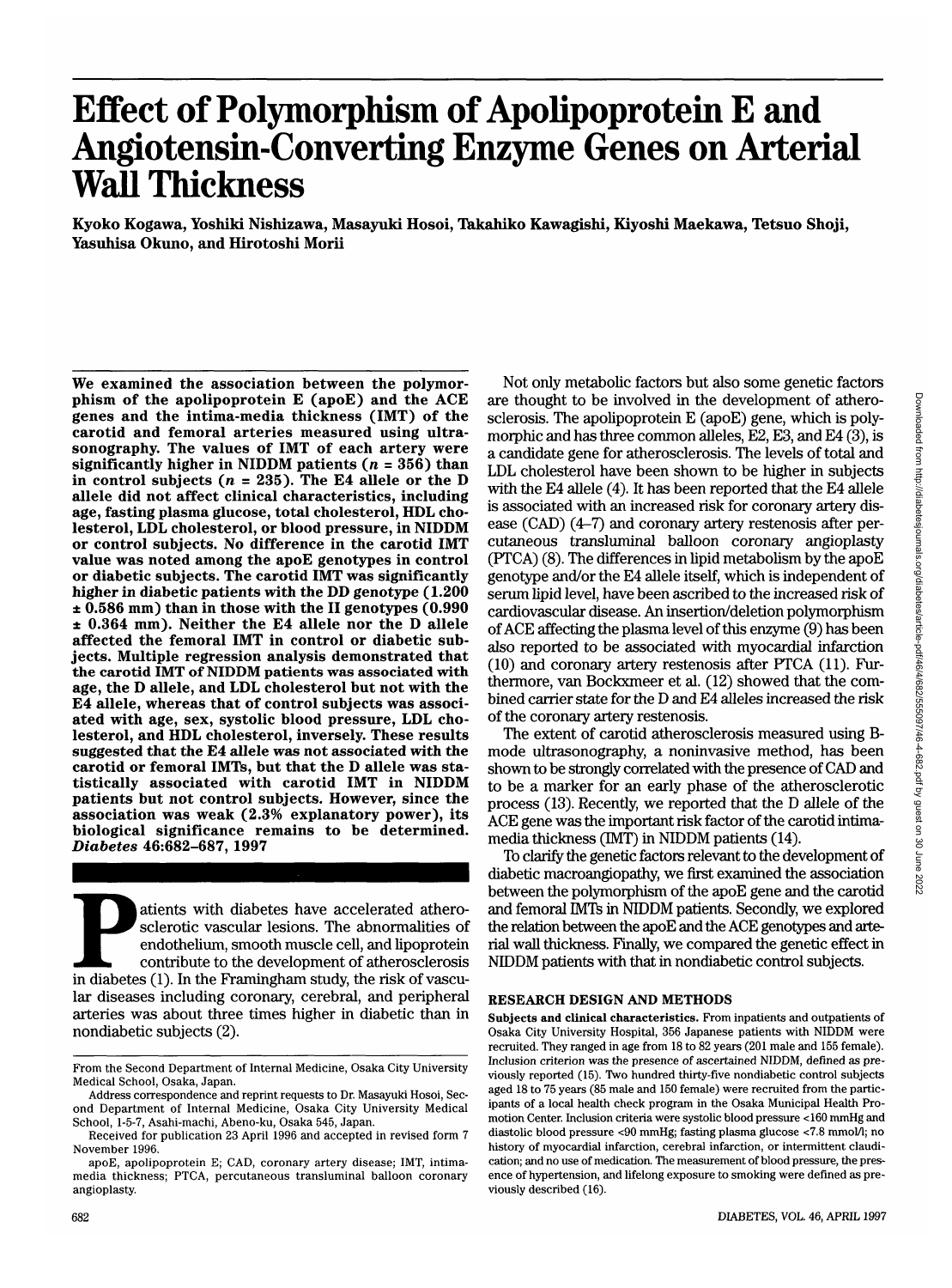# Effect of Polymorphism of Apolipoprotein E and Angiotensin-Converting Enzyme Genes on Arterial Wall Thickness

Kyoko Kogawa, Yoshiki Nishizawa, Masayuki Hosoi, Takahiko Kawagishi, Kiyoshi Maekawa, Tetsuo Shoji, Yasuhisa Okuno, and Hirotoshi Morii

**We examined the association between the polymorphism of the apolipoprotein E (apoE) and the ACE genes and the intima-media thickness (IMT) of the carotid and femoral arteries measured using ultrasonography. The values of IMT of each artery were significantly higher in NIDDM patients ($n$ = 356) than in control subjects ($n$ = 235). The E4 allele or the D allele did not affect clinical characteristics, including age, fasting plasma glucose, total cholesterol, HDL cholesterol, LDL cholesterol, or blood pressure, in NIDDM or control subjects. No difference in the carotid IMT value was noted among the apoE genotypes in control or diabetic subjects. The carotid IMT was significantly higher in diabetic patients with the DD genotype (1.200 ± 0.586 mm) than in those with the II genotypes (0.990 ± 0.364 mm). Neither the E4 allele nor the D allele affected the femoral IMT in control or diabetic subjects. Multiple regression analysis demonstrated that the carotid IMT of NIDDM patients was associated with age, the D allele, and LDL cholesterol but not with the E4 allele, whereas that of control subjects was associated with age, sex, systolic blood pressure, LDL cholesterol, and HDL cholesterol, inversely. These results suggested that the E4 allele was not associated with the carotid or femoral IMTs, but that the D allele was statistically associated with carotid IMT in NIDDM patients but not control subjects. However, since the association was weak (2.3% explanatory power), its biological significance remains to be determined.** *Diabetes* 46:682–687, 1997

Patients with diabetes have accelerated atherosclerotic vascular lesions. The abnormalities of endothelium, smooth muscle cell, and lipoprotein contribute to the development of atherosclerosis in diabetes (1). In the Framingham study, the risk of vascular diseases including coronary, cerebral, and peripheral arteries was about three times higher in diabetic than in nondiabetic subjects (2).

Not only metabolic factors but also some genetic factors are thought to be involved in the development of atherosclerosis. The apolipoprotein E (apoE) gene, which is polymorphic and has three common alleles, E2, E3, and E4 (3), is a candidate gene for atherosclerosis. The levels of total and LDL cholesterol have been shown to be higher in subjects with the E4 allele (4). It has been reported that the E4 allele is associated with an increased risk for coronary artery disease (CAD) (4–7) and coronary artery restenosis after percutaneous transluminal balloon coronary angioplasty (PTCA) (8). The differences in lipid metabolism by the apoE genotype and/or the E4 allele itself, which is independent of serum lipid level, have been ascribed to the increased risk of cardiovascular disease. An insertion/deletion polymorphism of ACE affecting the plasma level of this enzyme (9) has been also reported to be associated with myocardial infarction (10) and coronary artery restenosis after PTCA (11). Furthermore, van Bockxmeer et al. (12) showed that the combined carrier state for the D and E4 alleles increased the risk of the coronary artery restenosis.

The extent of carotid atherosclerosis measured using B-mode ultrasonography, a noninvasive method, has been shown to be strongly correlated with the presence of CAD and to be a marker for an early phase of the atherosclerotic process (13). Recently, we reported that the D allele of the ACE gene was the important risk factor of the carotid intima-media thickness (IMT) in NIDDM patients (14).

To clarify the genetic factors relevant to the development of diabetic macroangiopathy, we first examined the association between the polymorphism of the apoE gene and the carotid and femoral IMTs in NIDDM patients. Secondly, we explored the relation between the apoE and the ACE genotypes and arterial wall thickness. Finally, we compared the genetic effect in NIDDM patients with that in nondiabetic control subjects.

## RESEARCH DESIGN AND METHODS

**Subjects and clinical characteristics.** From inpatients and outpatients of Osaka City University Hospital, 356 Japanese patients with NIDDM were recruited. They ranged in age from 18 to 82 years (201 male and 155 female). Inclusion criterion was the presence of ascertained NIDDM, defined as previously reported (15). Two hundred thirty-five nondiabetic control subjects aged 18 to 75 years (85 male and 150 female) were recruited from the participants of a local health check program in the Osaka Municipal Health Promotion Center. Inclusion criteria were systolic blood pressure <160 mmHg and diastolic blood pressure <90 mmHg; fasting plasma glucose <7.8 mmol/l; no history of myocardial infarction, cerebral infarction, or intermittent claudication; and no use of medication. The measurement of blood pressure, the presence of hypertension, and lifelong exposure to smoking were defined as previously described (16).

From the Second Department of Internal Medicine, Osaka City University Medical School, Osaka, Japan.

Address correspondence and reprint requests to Dr. Masayuki Hosoi, Second Department of Internal Medicine, Osaka City University Medical School, 1-5-7, Asahi-machi, Abeno-ku, Osaka 545, Japan.

Received for publication 23 April 1996 and accepted in revised form 7 November 1996.

apoE, apolipoprotein E; CAD, coronary artery disease; IMT, intima-media thickness; PTCA, percutaneous transluminal balloon coronary angioplasty.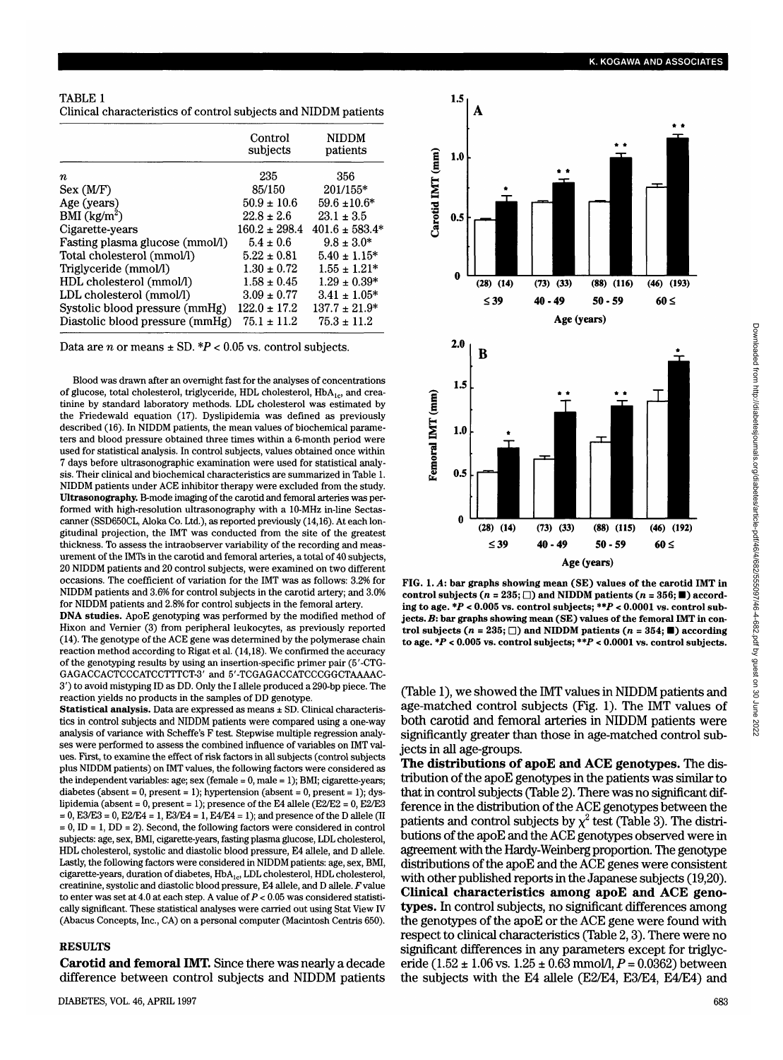TABLE 1

Clinical characteristics of control subjects and NIDDM patients

| | Control subjects | NIDDM patients |
|---|---|---|
| $n$ | 235 | 356 |
| Sex (M/F) | 85/150 | 201/155* |
| Age (years) | 50.9 ± 10.6 | 59.6 ±10.6* |
| BMI (kg/m$^2$) | 22.8 ± 2.6 | 23.1 ± 3.5 |
| Cigarette-years | 160.2 ± 298.4 | 401.6 ± 583.4* |
| Fasting plasma glucose (mmol/l) | 5.4 ± 0.6 | 9.8 ± 3.0* |
| Total cholesterol (mmol/l) | 5.22 ± 0.81 | 5.40 ± 1.15* |
| Triglyceride (mmol/l) | 1.30 ± 0.72 | 1.55 ± 1.21* |
| HDL cholesterol (mmol/l) | 1.58 ± 0.45 | 1.29 ± 0.39* |
| LDL cholesterol (mmol/l) | 3.09 ± 0.77 | 3.41 ± 1.05* |
| Systolic blood pressure (mmHg) | 122.0 ± 17.2 | 137.7 ± 21.9* |
| Diastolic blood pressure (mmHg) | 75.1 ± 11.2 | 75.3 ± 11.2 |

Data are $n$ or means ± SD. *$P < 0.05$ vs. control subjects.

Blood was drawn after an overnight fast for the analyses of concentrations of glucose, total cholesterol, triglyceride, HDL cholesterol, $HbA_{1c}$, and creatinine by standard laboratory methods. LDL cholesterol was estimated by the Friedewald equation (17). Dyslipidemia was defined as previously described (16). In NIDDM patients, the mean values of biochemical parameters and blood pressure obtained three times within a 6-month period were used for statistical analysis. In control subjects, values obtained once within 7 days before ultrasonographic examination were used for statistical analysis. Their clinical and biochemical characteristics are summarized in Table 1. NIDDM patients under ACE inhibitor therapy were excluded from the study.

**Ultrasonography.** B-mode imaging of the carotid and femoral arteries was performed with high-resolution ultrasonography with a 10-MHz in-line Sectascanner (SSD650CL, Aloka Co. Ltd.), as reported previously (14,16). At each longitudinal projection, the IMT was conducted from the site of the greatest thickness. To assess the intraobserver variability of the recording and measurement of the IMTs in the carotid and femoral arteries, a total of 40 subjects, 20 NIDDM patients and 20 control subjects, were examined on two different occasions. The coefficient of variation for the IMT was as follows: 3.2% for NIDDM patients and 3.6% for control subjects in the carotid artery; and 3.0% for NIDDM patients and 2.8% for control subjects in the femoral artery.

**DNA studies.** ApoE genotyping was performed by the modified method of Hixon and Vernier (3) from peripheral leukocytes, as previously reported (14). The genotype of the ACE gene was determined by the polymerase chain reaction method according to Rigat et al. (14,18). We confirmed the accuracy of the genotyping results by using an insertion-specific primer pair (5′-CTG-GAGACCACTCCCATCCTTTCT-3′ and 5′-TCGAGACCATCCCGGCTAAAAC-3′) to avoid mistyping ID as DD. Only the I allele produced a 290-bp piece. The reaction yields no products in the samples of DD genotype.

**Statistical analysis.** Data are expressed as means ± SD. Clinical characteristics in control subjects and NIDDM patients were compared using a one-way analysis of variance with Scheffe's F test. Stepwise multiple regression analyses were performed to assess the combined influence of variables on IMT values. First, to examine the effect of risk factors in all subjects (control subjects plus NIDDM patients) on IMT values, the following factors were considered as the independent variables: age; sex (female = 0, male = 1); BMI; cigarette-years; diabetes (absent = 0, present = 1); hypertension (absent = 0, present = 1); dyslipidemia (absent = 0, present = 1); presence of the E4 allele (E2/E2 = 0, E2/E3 = 0, E3/E3 = 0, E2/E4 = 1, E3/E4 = 1, E4/E4 = 1); and presence of the D allele (II = 0, ID = 1, DD = 2). Second, the following factors were considered in control subjects: age, sex, BMI, cigarette-years, fasting plasma glucose, LDL cholesterol, HDL cholesterol, systolic and diastolic blood pressure, E4 allele, and D allele. Lastly, the following factors were considered in NIDDM patients: age, sex, BMI, cigarette-years, duration of diabetes, $HbA_{1c}$, LDL cholesterol, HDL cholesterol, creatinine, systolic and diastolic blood pressure, E4 allele, and D allele. $F$ value to enter was set at 4.0 at each step. A value of $P < 0.05$ was considered statistically significant. These statistical analyses were carried out using Stat View IV (Abacus Concepts, Inc., CA) on a personal computer (Macintosh Centris 650).

## RESULTS

**Carotid and femoral IMT.** Since there was nearly a decade difference between control subjects and NIDDM patients (Table 1), we showed the IMT values in NIDDM patients and age-matched control subjects (Fig. 1). The IMT values of both carotid and femoral arteries in NIDDM patients were significantly greater than those in age-matched control subjects in all age-groups.

FIG. 1. *A*: bar graphs showing mean (SE) values of the carotid IMT in control subjects ($n$ = 235; □) and NIDDM patients ($n$ = 356; ■) according to age. *$P < 0.005$ vs. control subjects; **$P < 0.0001$ vs. control subjects. *B*: bar graphs showing mean (SE) values of the femoral IMT in control subjects ($n$ = 235; □) and NIDDM patients ($n$ = 354; ■) according to age. *$P < 0.005$ vs. control subjects; **$P < 0.0001$ vs. control subjects.

**The distributions of apoE and ACE genotypes.** The distribution of the apoE genotypes in the patients was similar to that in control subjects (Table 2). There was no significant difference in the distribution of the ACE genotypes between the patients and control subjects by $\chi^2$ test (Table 3). The distributions of the apoE and the ACE genotypes observed were in agreement with the Hardy-Weinberg proportion. The genotype distributions of the apoE and the ACE genes were consistent with other published reports in the Japanese subjects (19,20).

**Clinical characteristics among apoE and ACE genotypes.** In control subjects, no significant differences among the genotypes of the apoE or the ACE gene were found with respect to clinical characteristics (Table 2, 3). There were no significant differences in any parameters except for triglyceride (1.52 ± 1.06 vs. 1.25 ± 0.63 mmol/l, $P = 0.0362$) between the subjects with the E4 allele (E2/E4, E3/E4, E4/E4) and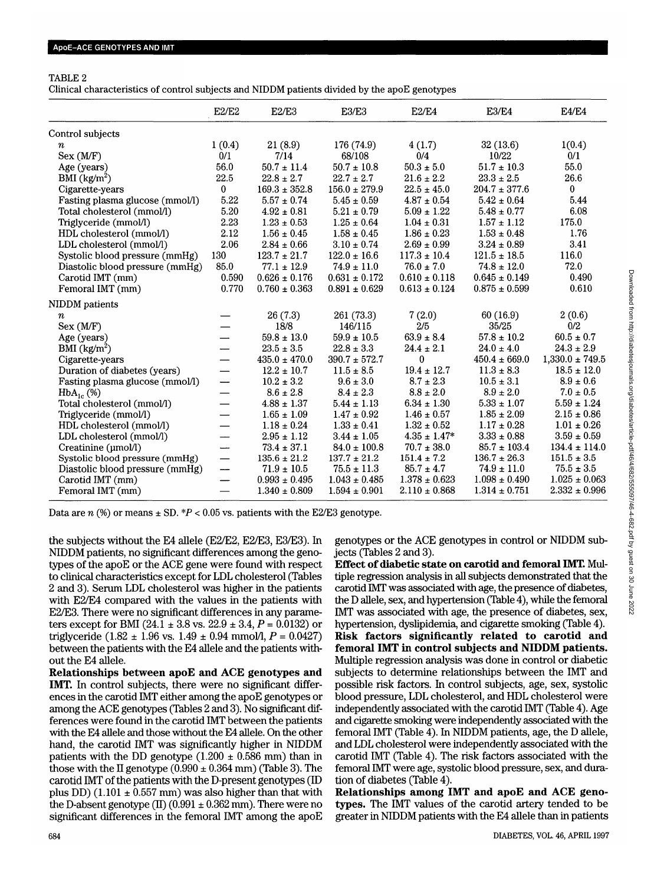TABLE 2

Clinical characteristics of control subjects and NIDDM patients divided by the apoE genotypes

| | E2/E2 | E2/E3 | E3/E3 | E2/E4 | E3/E4 | E4/E4 |
|---|---|---|---|---|---|---|
| Control subjects | | | | | | |
| $n$ | 1 (0.4) | 21 (8.9) | 176 (74.9) | 4 (1.7) | 32 (13.6) | 1(0.4) |
| Sex (M/F) | 0/1 | 7/14 | 68/108 | 0/4 | 10/22 | 0/1 |
| Age (years) | 56.0 | 50.7 ± 11.4 | 50.7 ± 10.8 | 50.3 ± 5.0 | 51.7 ± 10.3 | 55.0 |
| BMI (kg/m$^2$) | 22.5 | 22.8 ± 2.7 | 22.7 ± 2.7 | 21.6 ± 2.2 | 23.3 ± 2.5 | 26.6 |
| Cigarette-years | 0 | 169.3 ± 352.8 | 156.0 ± 279.9 | 22.5 ± 45.0 | 204.7 ± 377.6 | 0 |
| Fasting plasma glucose (mmol/l) | 5.22 | 5.57 ± 0.74 | 5.45 ± 0.59 | 4.87 ± 0.54 | 5.42 ± 0.64 | 5.44 |
| Total cholesterol (mmol/l) | 5.20 | 4.92 ± 0.81 | 5.21 ± 0.79 | 5.09 ± 1.22 | 5.48 ± 0.77 | 6.08 |
| Triglyceride (mmol/l) | 2.23 | 1.23 ± 0.53 | 1.25 ± 0.64 | 1.04 ± 0.31 | 1.57 ± 1.12 | 175.0 |
| HDL cholesterol (mmol/l) | 2.12 | 1.56 ± 0.45 | 1.58 ± 0.45 | 1.86 ± 0.23 | 1.53 ± 0.48 | 1.76 |
| LDL cholesterol (mmol/l) | 2.06 | 2.84 ± 0.66 | 3.10 ± 0.74 | 2.69 ± 0.99 | 3.24 ± 0.89 | 3.41 |
| Systolic blood pressure (mmHg) | 130 | 123.7 ± 21.7 | 122.0 ± 16.6 | 117.3 ± 10.4 | 121.5 ± 18.5 | 116.0 |
| Diastolic blood pressure (mmHg) | 85.0 | 77.1 ± 12.9 | 74.9 ± 11.0 | 76.0 ± 7.0 | 74.8 ± 12.0 | 72.0 |
| Carotid IMT (mm) | 0.590 | 0.626 ± 0.176 | 0.631 ± 0.172 | 0.610 ± 0.118 | 0.645 ± 0.149 | 0.490 |
| Femoral IMT (mm) | 0.770 | 0.760 ± 0.363 | 0.891 ± 0.629 | 0.613 ± 0.124 | 0.875 ± 0.599 | 0.610 |
| NIDDM patients | | | | | | |
| $n$ | — | 26 (7.3) | 261 (73.3) | 7 (2.0) | 60 (16.9) | 2 (0.6) |
| Sex (M/F) | — | 18/8 | 146/115 | 2/5 | 35/25 | 0/2 |
| Age (years) | — | 59.8 ± 13.0 | 59.9 ± 10.5 | 63.9 ± 8.4 | 57.8 ± 10.2 | 60.5 ± 0.7 |
| BMI (kg/m$^2$) | — | 23.5 ± 3.5 | 22.8 ± 3.3 | 24.4 ± 2.1 | 24.0 ± 4.0 | 24.3 ± 2.9 |
| Cigarette-years | — | 435.0 ± 470.0 | 390.7 ± 572.7 | 0 | 450.4 ± 669.0 | 1,330.0 ± 749.5 |
| Duration of diabetes (years) | — | 12.2 ± 10.7 | 11.5 ± 8.5 | 19.4 ± 12.7 | 11.3 ± 8.3 | 18.5 ± 12.0 |
| Fasting plasma glucose (mmol/l) | — | 10.2 ± 3.2 | 9.6 ± 3.0 | 8.7 ± 2.3 | 10.5 ± 3.1 | 8.9 ± 0.6 |
| HbA$_{1c}$ (%) | — | 8.6 ± 2.8 | 8.4 ± 2.3 | 8.8 ± 2.0 | 8.9 ± 2.0 | 7.0 ± 0.5 |
| Total cholesterol (mmol/l) | — | 4.88 ± 1.37 | 5.44 ± 1.13 | 6.34 ± 1.30 | 5.33 ± 1.07 | 5.59 ± 1.24 |
| Triglyceride (mmol/l) | — | 1.65 ± 1.09 | 1.47 ± 0.92 | 1.46 ± 0.57 | 1.85 ± 2.09 | 2.15 ± 0.86 |
| HDL cholesterol (mmol/l) | — | 1.18 ± 0.24 | 1.33 ± 0.41 | 1.32 ± 0.52 | 1.17 ± 0.28 | 1.01 ± 0.26 |
| LDL cholesterol (mmol/l) | — | 2.95 ± 1.12 | 3.44 ± 1.05 | 4.35 ± 1.47* | 3.33 ± 0.88 | 3.59 ± 0.59 |
| Creatinine (μmol/l) | — | 73.4 ± 37.1 | 84.0 ± 100.8 | 70.7 ± 38.0 | 85.7 ± 103.4 | 134.4 ± 114.0 |
| Systolic blood pressure (mmHg) | — | 135.6 ± 21.2 | 137.7 ± 21.2 | 151.4 ± 7.2 | 136.7 ± 26.3 | 151.5 ± 3.5 |
| Diastolic blood pressure (mmHg) | — | 71.9 ± 10.5 | 75.5 ± 11.3 | 85.7 ± 4.7 | 74.9 ± 11.0 | 75.5 ± 3.5 |
| Carotid IMT (mm) | — | 0.993 ± 0.495 | 1.043 ± 0.485 | 1.378 ± 0.623 | 1.098 ± 0.490 | 1.025 ± 0.063 |
| Femoral IMT (mm) | — | 1.340 ± 0.809 | 1.594 ± 0.901 | 2.110 ± 0.868 | 1.314 ± 0.751 | 2.332 ± 0.996 |

Data are $n$ (%) or means ± SD. *$P < 0.05$ vs. patients with the E2/E3 genotype.

the subjects without the E4 allele (E2/E2, E2/E3, E3/E3). In NIDDM patients, no significant differences among the genotypes of the apoE or the ACE gene were found with respect to clinical characteristics except for LDL cholesterol (Tables 2 and 3). Serum LDL cholesterol was higher in the patients with E2/E4 compared with the values in the patients with E2/E3. There were no significant differences in any parameters except for BMI (24.1 ± 3.8 vs. 22.9 ± 3.4, $P = 0.0132$) or triglyceride (1.82 ± 1.96 vs. 1.49 ± 0.94 mmol/l, $P = 0.0427$) between the patients with the E4 allele and the patients without the E4 allele.

**Relationships between apoE and ACE genotypes and IMT.** In control subjects, there were no significant differences in the carotid IMT either among the apoE genotypes or among the ACE genotypes (Tables 2 and 3). No significant differences were found in the carotid IMT between the patients with the E4 allele and those without the E4 allele. On the other hand, the carotid IMT was significantly higher in NIDDM patients with the DD genotype (1.200 ± 0.586 mm) than in those with the II genotype (0.990 ± 0.364 mm) (Table 3). The carotid IMT of the patients with the D-present genotypes (ID plus DD) (1.101 ± 0.557 mm) was also higher than that with the D-absent genotype (II) (0.991 ± 0.362 mm). There were no significant differences in the femoral IMT among the apoE genotypes or the ACE genotypes in control or NIDDM subjects (Tables 2 and 3).

**Effect of diabetic state on carotid and femoral IMT.** Multiple regression analysis in all subjects demonstrated that the carotid IMT was associated with age, the presence of diabetes, the D allele, sex, and hypertension (Table 4), while the femoral IMT was associated with age, the presence of diabetes, sex, hypertension, dyslipidemia, and cigarette smoking (Table 4).

**Risk factors significantly related to carotid and femoral IMT in control subjects and NIDDM patients.** Multiple regression analysis was done in control or diabetic subjects to determine relationships between the IMT and possible risk factors. In control subjects, age, sex, systolic blood pressure, LDL cholesterol, and HDL cholesterol were independently associated with the carotid IMT (Table 4). Age and cigarette smoking were independently associated with the femoral IMT (Table 4). In NIDDM patients, age, the D allele, and LDL cholesterol were independently associated with the carotid IMT (Table 4). The risk factors associated with the femoral IMT were age, systolic blood pressure, sex, and duration of diabetes (Table 4).

**Relationships among IMT and apoE and ACE genotypes.** The IMT values of the carotid artery tended to be greater in NIDDM patients with the E4 allele than in patients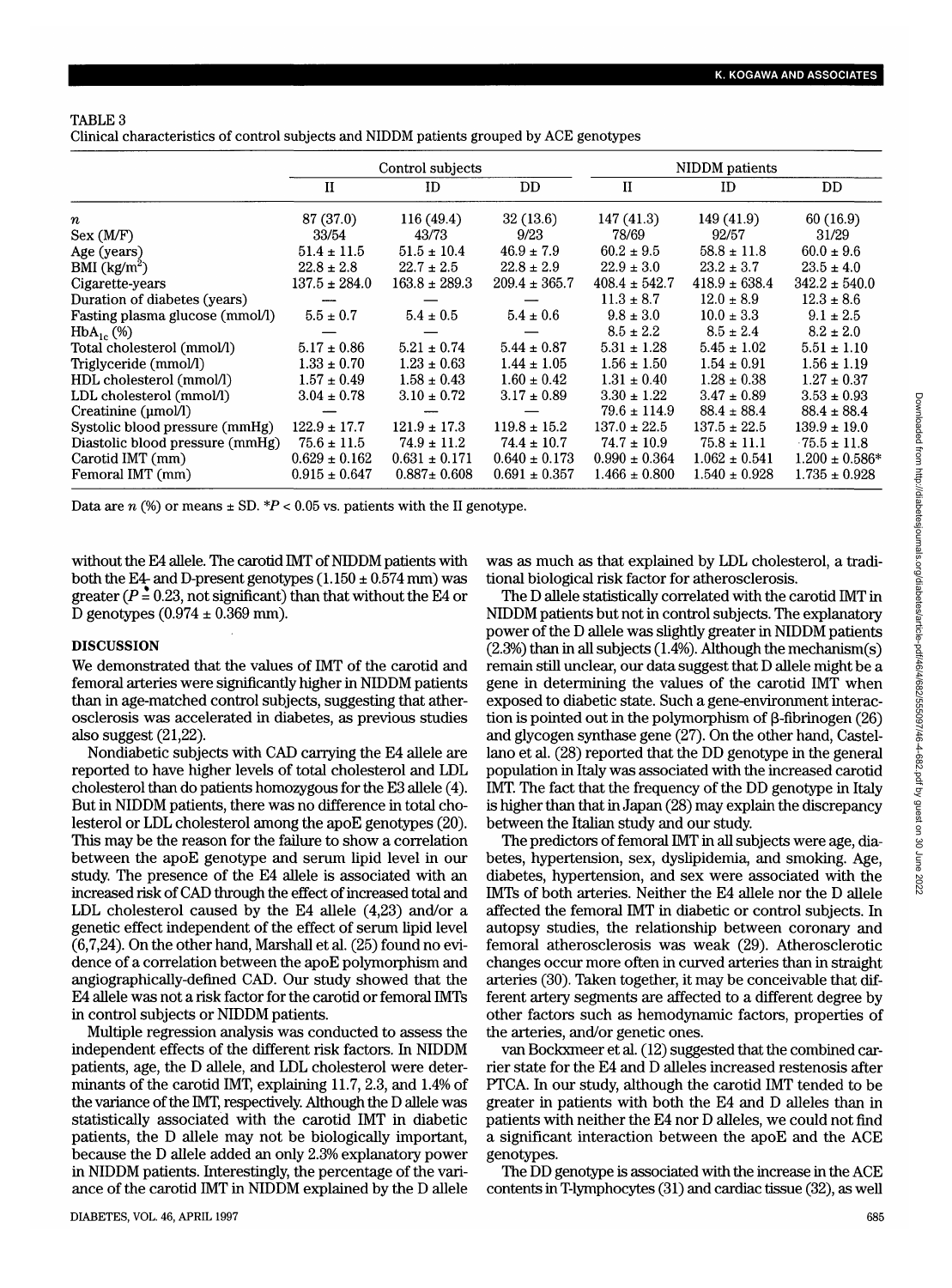TABLE 3

Clinical characteristics of control subjects and NIDDM patients grouped by ACE genotypes

| | Control subjects | | | NIDDM patients | | |
|---|---|---|---|---|---|---|
| | II | ID | DD | II | ID | DD |
| $n$ | 87 (37.0) | 116 (49.4) | 32 (13.6) | 147 (41.3) | 149 (41.9) | 60 (16.9) |
| Sex (M/F) | 33/54 | 43/73 | 9/23 | 78/69 | 92/57 | 31/29 |
| Age (years) | 51.4 ± 11.5 | 51.5 ± 10.4 | 46.9 ± 7.9 | 60.2 ± 9.5 | 58.8 ± 11.8 | 60.0 ± 9.6 |
| BMI ($kg/m^2$) | 22.8 ± 2.8 | 22.7 ± 2.5 | 22.8 ± 2.9 | 22.9 ± 3.0 | 23.2 ± 3.7 | 23.5 ± 4.0 |
| Cigarette-years | 137.5 ± 284.0 | 163.8 ± 289.3 | 209.4 ± 365.7 | 408.4 ± 542.7 | 418.9 ± 638.4 | 342.2 ± 540.0 |
| Duration of diabetes (years) | — | — | — | 11.3 ± 8.7 | 12.0 ± 8.9 | 12.3 ± 8.6 |
| Fasting plasma glucose (mmol/l) | 5.5 ± 0.7 | 5.4 ± 0.5 | 5.4 ± 0.6 | 9.8 ± 3.0 | 10.0 ± 3.3 | 9.1 ± 2.5 |
| $HbA_{1c}$ (%) | — | — | — | 8.5 ± 2.2 | 8.5 ± 2.4 | 8.2 ± 2.0 |
| Total cholesterol (mmol/l) | 5.17 ± 0.86 | 5.21 ± 0.74 | 5.44 ± 0.87 | 5.31 ± 1.28 | 5.45 ± 1.02 | 5.51 ± 1.10 |
| Triglyceride (mmol/l) | 1.33 ± 0.70 | 1.23 ± 0.63 | 1.44 ± 1.05 | 1.56 ± 1.50 | 1.54 ± 0.91 | 1.56 ± 1.19 |
| HDL cholesterol (mmol/l) | 1.57 ± 0.49 | 1.58 ± 0.43 | 1.60 ± 0.42 | 1.31 ± 0.40 | 1.28 ± 0.38 | 1.27 ± 0.37 |
| LDL cholesterol (mmol/l) | 3.04 ± 0.78 | 3.10 ± 0.72 | 3.17 ± 0.89 | 3.30 ± 1.22 | 3.47 ± 0.89 | 3.53 ± 0.93 |
| Creatinine (μmol/l) | — | — | — | 79.6 ± 114.9 | 88.4 ± 88.4 | 88.4 ± 88.4 |
| Systolic blood pressure (mmHg) | 122.9 ± 17.7 | 121.9 ± 17.3 | 119.8 ± 15.2 | 137.0 ± 22.5 | 137.5 ± 22.5 | 139.9 ± 19.0 |
| Diastolic blood pressure (mmHg) | 75.6 ± 11.5 | 74.9 ± 11.2 | 74.4 ± 10.7 | 74.7 ± 10.9 | 75.8 ± 11.1 | 75.5 ± 11.8 |
| Carotid IMT (mm) | 0.629 ± 0.162 | 0.631 ± 0.171 | 0.640 ± 0.173 | 0.990 ± 0.364 | 1.062 ± 0.541 | 1.200 ± 0.586* |
| Femoral IMT (mm) | 0.915 ± 0.647 | 0.887± 0.608 | 0.691 ± 0.357 | 1.466 ± 0.800 | 1.540 ± 0.928 | 1.735 ± 0.928 |

Data are $n$ (%) or means ± SD. *$P$ < 0.05 vs. patients with the II genotype.

without the E4 allele. The carotid IMT of NIDDM patients with both the E4- and D-present genotypes (1.150 ± 0.574 mm) was greater ($P = 0.23$, not significant) than that without the E4 or D genotypes (0.974 ± 0.369 mm).

## DISCUSSION

We demonstrated that the values of IMT of the carotid and femoral arteries were significantly higher in NIDDM patients than in age-matched control subjects, suggesting that atherosclerosis was accelerated in diabetes, as previous studies also suggest (21,22).

Nondiabetic subjects with CAD carrying the E4 allele are reported to have higher levels of total cholesterol and LDL cholesterol than do patients homozygous for the E3 allele (4). But in NIDDM patients, there was no difference in total cholesterol or LDL cholesterol among the apoE genotypes (20). This may be the reason for the failure to show a correlation between the apoE genotype and serum lipid level in our study. The presence of the E4 allele is associated with an increased risk of CAD through the effect of increased total and LDL cholesterol caused by the E4 allele (4,23) and/or a genetic effect independent of the effect of serum lipid level (6,7,24). On the other hand, Marshall et al. (25) found no evidence of a correlation between the apoE polymorphism and angiographically-defined CAD. Our study showed that the E4 allele was not a risk factor for the carotid or femoral IMTs in control subjects or NIDDM patients.

Multiple regression analysis was conducted to assess the independent effects of the different risk factors. In NIDDM patients, age, the D allele, and LDL cholesterol were determinants of the carotid IMT, explaining 11.7, 2.3, and 1.4% of the variance of the IMT, respectively. Although the D allele was statistically associated with the carotid IMT in diabetic patients, the D allele may not be biologically important, because the D allele added an only 2.3% explanatory power in NIDDM patients. Interestingly, the percentage of the variance of the carotid IMT in NIDDM explained by the D allele was as much as that explained by LDL cholesterol, a traditional biological risk factor for atherosclerosis.

The D allele statistically correlated with the carotid IMT in NIDDM patients but not in control subjects. The explanatory power of the D allele was slightly greater in NIDDM patients (2.3%) than in all subjects (1.4%). Although the mechanism(s) remain still unclear, our data suggest that D allele might be a gene in determining the values of the carotid IMT when exposed to diabetic state. Such a gene-environment interaction is pointed out in the polymorphism of β-fibrinogen (26) and glycogen synthase gene (27). On the other hand, Castellano et al. (28) reported that the DD genotype in the general population in Italy was associated with the increased carotid IMT. The fact that the frequency of the DD genotype in Italy is higher than that in Japan (28) may explain the discrepancy between the Italian study and our study.

The predictors of femoral IMT in all subjects were age, diabetes, hypertension, sex, dyslipidemia, and smoking. Age, diabetes, hypertension, and sex were associated with the IMTs of both arteries. Neither the E4 allele nor the D allele affected the femoral IMT in diabetic or control subjects. In autopsy studies, the relationship between coronary and femoral atherosclerosis was weak (29). Atherosclerotic changes occur more often in curved arteries than in straight arteries (30). Taken together, it may be conceivable that different artery segments are affected to a different degree by other factors such as hemodynamic factors, properties of the arteries, and/or genetic ones.

van Bockxmeer et al. (12) suggested that the combined carrier state for the E4 and D alleles increased restenosis after PTCA. In our study, although the carotid IMT tended to be greater in patients with both the E4 and D alleles than in patients with neither the E4 nor D alleles, we could not find a significant interaction between the apoE and the ACE genotypes.

The DD genotype is associated with the increase in the ACE contents in T-lymphocytes (31) and cardiac tissue (32), as well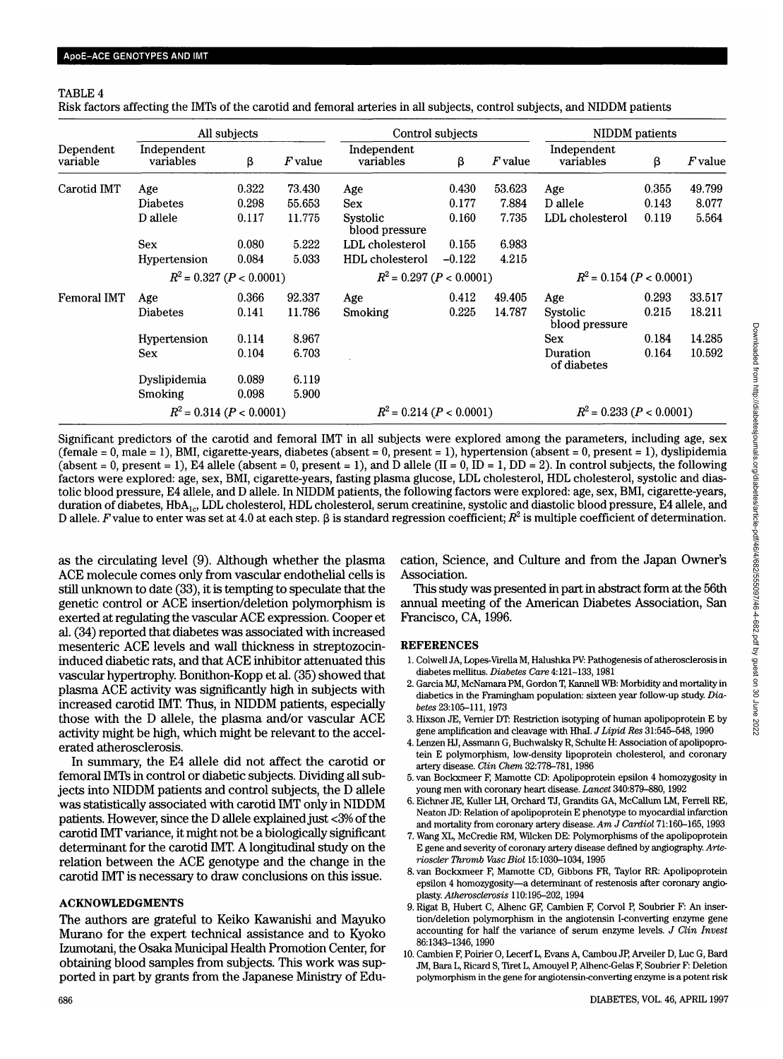TABLE 4
Risk factors affecting the IMTs of the carotid and femoral arteries in all subjects, control subjects, and NIDDM patients

| Dependent variable | All subjects | | | Control subjects | | | NIDDM patients | | |
|---|---|---|---|---|---|---|---|---|---|
| | Independent variables | β | $F$ value | Independent variables | β | $F$ value | Independent variables | β | $F$ value |
| Carotid IMT | Age | 0.322 | 73.430 | Age | 0.430 | 53.623 | Age | 0.355 | 49.799 |
| | Diabetes | 0.298 | 55.653 | Sex | 0.177 | 7.884 | D allele | 0.143 | 8.077 |
| | D allele | 0.117 | 11.775 | Systolic blood pressure | 0.160 | 7.735 | LDL cholesterol | 0.119 | 5.564 |
| | Sex | 0.080 | 5.222 | LDL cholesterol | 0.155 | 6.983 | | | |
| | Hypertension | 0.084 | 5.033 | HDL cholesterol | −0.122 | 4.215 | | | |
| | $R^2 = 0.327$ ($P < 0.0001$) | | | $R^2 = 0.297$ ($P < 0.0001$) | | | $R^2 = 0.154$ ($P < 0.0001$) | | |
| Femoral IMT | Age | 0.366 | 92.337 | Age | 0.412 | 49.405 | Age | 0.293 | 33.517 |
| | Diabetes | 0.141 | 11.786 | Smoking | 0.225 | 14.787 | Systolic blood pressure | 0.215 | 18.211 |
| | Hypertension | 0.114 | 8.967 | | | | Sex | 0.184 | 14.285 |
| | Sex | 0.104 | 6.703 | | | | Duration of diabetes | 0.164 | 10.592 |
| | Dyslipidemia | 0.089 | 6.119 | | | | | | |
| | Smoking | 0.098 | 5.900 | | | | | | |
| | $R^2 = 0.314$ ($P < 0.0001$) | | | $R^2 = 0.214$ ($P < 0.0001$) | | | $R^2 = 0.233$ ($P < 0.0001$) | | |

Significant predictors of the carotid and femoral IMT in all subjects were explored among the parameters, including age, sex (female = 0, male = 1), BMI, cigarette-years, diabetes (absent = 0, present = 1), hypertension (absent = 0, present = 1), dyslipidemia (absent = 0, present = 1), E4 allele (absent = 0, present = 1), and D allele (II = 0, ID = 1, DD = 2). In control subjects, the following factors were explored: age, sex, BMI, cigarette-years, fasting plasma glucose, LDL cholesterol, HDL cholesterol, systolic and diastolic blood pressure, E4 allele, and D allele. In NIDDM patients, the following factors were explored: age, sex, BMI, cigarette-years, duration of diabetes, $HbA_{1c}$, LDL cholesterol, HDL cholesterol, serum creatinine, systolic and diastolic blood pressure, E4 allele, and D allele. $F$ value to enter was set at 4.0 at each step. β is standard regression coefficient; $R^2$ is multiple coefficient of determination.

as the circulating level (9). Although whether the plasma ACE molecule comes only from vascular endothelial cells is still unknown to date (33), it is tempting to speculate that the genetic control or ACE insertion/deletion polymorphism is exerted at regulating the vascular ACE expression. Cooper et al. (34) reported that diabetes was associated with increased mesenteric ACE levels and wall thickness in streptozocin-induced diabetic rats, and that ACE inhibitor attenuated this vascular hypertrophy. Bonithon-Kopp et al. (35) showed that plasma ACE activity was significantly high in subjects with increased carotid IMT. Thus, in NIDDM patients, especially those with the D allele, the plasma and/or vascular ACE activity might be high, which might be relevant to the accelerated atherosclerosis.

In summary, the E4 allele did not affect the carotid or femoral IMTs in control or diabetic subjects. Dividing all subjects into NIDDM patients and control subjects, the D allele was statistically associated with carotid IMT only in NIDDM patients. However, since the D allele explained just <3% of the carotid IMT variance, it might not be a biologically significant determinant for the carotid IMT. A longitudinal study on the relation between the ACE genotype and the change in the carotid IMT is necessary to draw conclusions on this issue.

## ACKNOWLEDGMENTS

The authors are grateful to Keiko Kawanishi and Mayuko Murano for the expert technical assistance and to Kyoko Izumotani, the Osaka Municipal Health Promotion Center, for obtaining blood samples from subjects. This work was supported in part by grants from the Japanese Ministry of Education, Science, and Culture and from the Japan Owner's Association.

This study was presented in part in abstract form at the 56th annual meeting of the American Diabetes Association, San Francisco, CA, 1996.

## REFERENCES

1. Colwell JA, Lopes-Virella M, Halushka PV: Pathogenesis of atherosclerosis in diabetes mellitus. *Diabetes Care* 4:121–133, 1981
2. Garcia MJ, McNamara PM, Gordon T, Kannell WB: Morbidity and mortality in diabetics in the Framingham population: sixteen year follow-up study. *Diabetes* 23:105–111, 1973
3. Hixson JE, Vernier DT: Restriction isotyping of human apolipoprotein E by gene amplification and cleavage with HhaI. *J Lipid Res* 31:545–548, 1990
4. Lenzen HJ, Assmann G, Buchwalsky R, Schulte H: Association of apolipoprotein E polymorphism, low-density lipoprotein cholesterol, and coronary artery disease. *Clin Chem* 32:778–781, 1986
5. van Bockxmeer F, Mamotte CD: Apolipoprotein epsilon 4 homozygosity in young men with coronary heart disease. *Lancet* 340:879–880, 1992
6. Eichner JE, Kuller LH, Orchard TJ, Grandits GA, McCallum LM, Ferrell RE, Neaton JD: Relation of apolipoprotein E phenotype to myocardial infarction and mortality from coronary artery disease. *Am J Cardiol* 71:160–165, 1993
7. Wang XL, McCredie RM, Wilcken DE: Polymorphisms of the apolipoprotein E gene and severity of coronary artery disease defined by angiography. *Arterioscler Thromb Vasc Biol* 15:1030–1034, 1995
8. van Bockxmeer F, Mamotte CD, Gibbons FR, Taylor RR: Apolipoprotein epsilon 4 homozygosity—a determinant of restenosis after coronary angioplasty. *Atherosclerosis* 110:195–202, 1994
9. Rigat B, Hubert C, Alhenc GF, Cambien F, Corvol P, Soubrier F: An insertion/deletion polymorphism in the angiotensin I-converting enzyme gene accounting for half the variance of serum enzyme levels. *J Clin Invest* 86:1343–1346, 1990
10. Cambien F, Poirier O, Lecerf L, Evans A, Cambou JP, Arveiler D, Luc G, Bard JM, Bara L, Ricard S, Tiret L, Amouyel P, Alhenc-Gelas F, Soubrier F: Deletion polymorphism in the gene for angiotensin-converting enzyme is a potent risk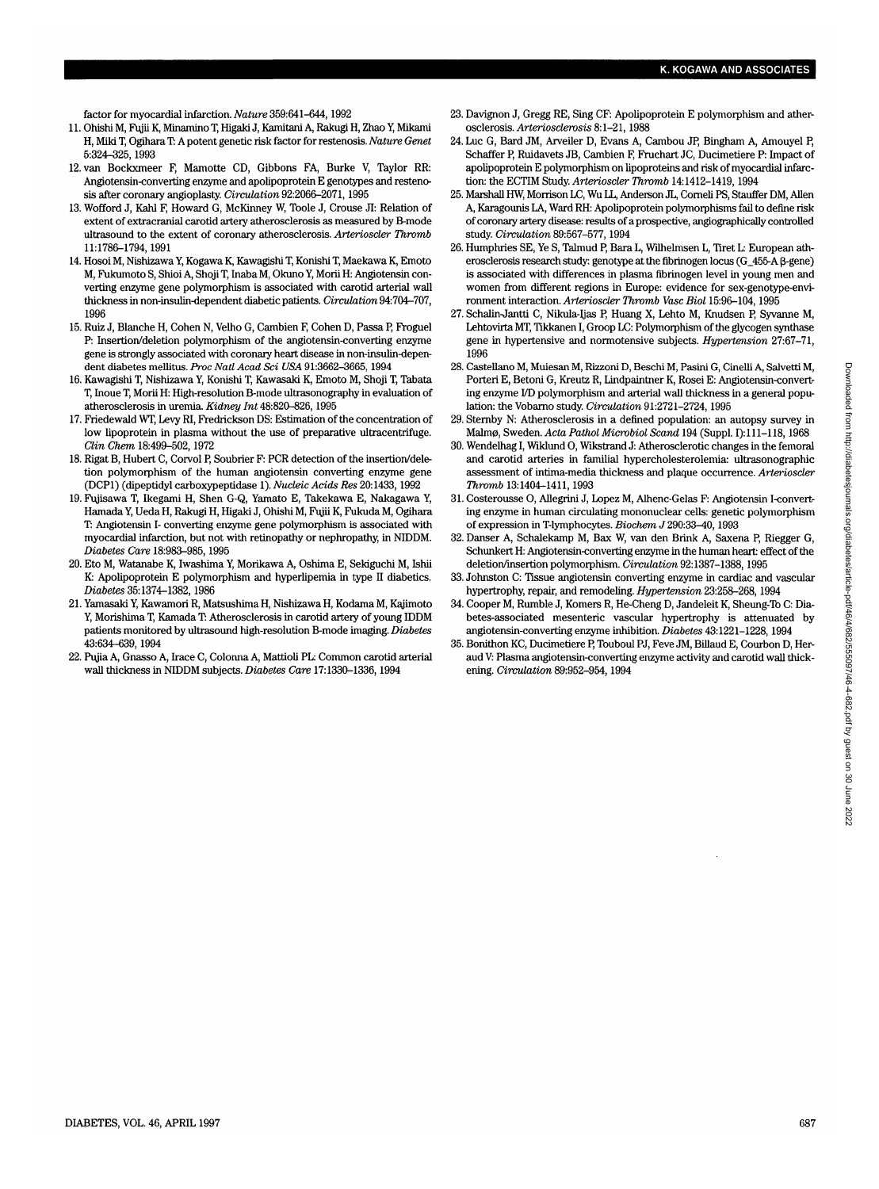factor for myocardial infarction. *Nature* 359:641–644, 1992

11. Ohishi M, Fujii K, Minamino T, Higaki J, Kamitani A, Rakugi H, Zhao Y, Mikami H, Miki T, Ogihara T: A potent genetic risk factor for restenosis. *Nature Genet* 5:324–325, 1993
12. van Bockxmeer F, Mamotte CD, Gibbons FA, Burke V, Taylor RR: Angiotensin-converting enzyme and apolipoprotein E genotypes and restenosis after coronary angioplasty. *Circulation* 92:2066–2071, 1995
13. Wofford J, Kahl F, Howard G, McKinney W, Toole J, Crouse JI: Relation of extent of extracranial carotid artery atherosclerosis as measured by B-mode ultrasound to the extent of coronary atherosclerosis. *Arterioscler Thromb* 11:1786–1794, 1991
14. Hosoi M, Nishizawa Y, Kogawa K, Kawagishi T, Konishi T, Maekawa K, Emoto M, Fukumoto S, Shioi A, Shoji T, Inaba M, Okuno Y, Morii H: Angiotensin converting enzyme gene polymorphism is associated with carotid arterial wall thickness in non-insulin-dependent diabetic patients. *Circulation* 94:704–707, 1996
15. Ruiz J, Blanche H, Cohen N, Velho G, Cambien F, Cohen D, Passa P, Froguel P: Insertion/deletion polymorphism of the angiotensin-converting enzyme gene is strongly associated with coronary heart disease in non-insulin-dependent diabetes mellitus. *Proc Natl Acad Sci USA* 91:3662–3665, 1994
16. Kawagishi T, Nishizawa Y, Konishi T, Kawasaki K, Emoto M, Shoji T, Tabata T, Inoue T, Morii H: High-resolution B-mode ultrasonography in evaluation of atherosclerosis in uremia. *Kidney Int* 48:820–826, 1995
17. Friedewald WT, Levy RI, Fredrickson DS: Estimation of the concentration of low lipoprotein in plasma without the use of preparative ultracentrifuge. *Clin Chem* 18:499–502, 1972
18. Rigat B, Hubert C, Corvol P, Soubrier F: PCR detection of the insertion/deletion polymorphism of the human angiotensin converting enzyme gene (DCP1) (dipeptidyl carboxypeptidase 1). *Nucleic Acids Res* 20:1433, 1992
19. Fujisawa T, Ikegami H, Shen G-Q, Yamato E, Takekawa E, Nakagawa Y, Hamada Y, Ueda H, Rakugi H, Higaki J, Ohishi M, Fujii K, Fukuda M, Ogihara T: Angiotensin I- converting enzyme gene polymorphism is associated with myocardial infarction, but not with retinopathy or nephropathy, in NIDDM. *Diabetes Care* 18:983–985, 1995
20. Eto M, Watanabe K, Iwashima Y, Morikawa A, Oshima E, Sekiguchi M, Ishii K: Apolipoprotein E polymorphism and hyperlipemia in type II diabetics. *Diabetes* 35:1374–1382, 1986
21. Yamasaki Y, Kawamori R, Matsushima H, Nishizawa H, Kodama M, Kajimoto Y, Morishima T, Kamada T: Atherosclerosis in carotid artery of young IDDM patients monitored by ultrasound high-resolution B-mode imaging. *Diabetes* 43:634–639, 1994
22. Pujia A, Gnasso A, Irace C, Colonna A, Mattioli PL: Common carotid arterial wall thickness in NIDDM subjects. *Diabetes Care* 17:1330–1336, 1994
23. Davignon J, Gregg RE, Sing CF: Apolipoprotein E polymorphism and atherosclerosis. *Arteriosclerosis* 8:1–21, 1988
24. Luc G, Bard JM, Arveiler D, Evans A, Cambou JP, Bingham A, Amouyel P, Schaffer P, Ruidavets JB, Cambien F, Fruchart JC, Ducimetiere P: Impact of apolipoprotein E polymorphism on lipoproteins and risk of myocardial infarction: the ECTIM Study. *Arterioscler Thromb* 14:1412–1419, 1994
25. Marshall HW, Morrison LC, Wu LL, Anderson JL, Corneli PS, Stauffer DM, Allen A, Karagounis LA, Ward RH: Apolipoprotein polymorphisms fail to define risk of coronary artery disease: results of a prospective, angiographically controlled study. *Circulation* 89:567–577, 1994
26. Humphries SE, Ye S, Talmud P, Bara L, Wilhelmsen L, Tiret L: European atherosclerosis research study: genotype at the fibrinogen locus (G_455-A β-gene) is associated with differences in plasma fibrinogen level in young men and women from different regions in Europe: evidence for sex-genotype-environment interaction. *Arterioscler Thromb Vasc Biol* 15:96–104, 1995
27. Schalin-Jantti C, Nikula-Ijas P, Huang X, Lehto M, Knudsen P, Syvanne M, Lehtovirta MT, Tikkanen I, Groop LC: Polymorphism of the glycogen synthase gene in hypertensive and normotensive subjects. *Hypertension* 27:67–71, 1996
28. Castellano M, Muiesan M, Rizzoni D, Beschi M, Pasini G, Cinelli A, Salvetti M, Porteri E, Betoni G, Kreutz R, Lindpaintner K, Rosei E: Angiotensin-converting enzyme I/D polymorphism and arterial wall thickness in a general population: the Vobarno study. *Circulation* 91:2721–2724, 1995
29. Sternby N: Atherosclerosis in a defined population: an autopsy survey in Malmø, Sweden. *Acta Pathol Microbiol Scand* 194 (Suppl. I):111–118, 1968
30. Wendelhag I, Wiklund O, Wikstrand J: Atherosclerotic changes in the femoral and carotid arteries in familial hypercholesterolemia: ultrasonographic assessment of intima-media thickness and plaque occurrence. *Arterioscler Thromb* 13:1404–1411, 1993
31. Costerousse O, Allegrini J, Lopez M, Alhenc-Gelas F: Angiotensin I-converting enzyme in human circulating mononuclear cells: genetic polymorphism of expression in T-lymphocytes. *Biochem J* 290:33–40, 1993
32. Danser A, Schalekamp M, Bax W, van den Brink A, Saxena P, Riegger G, Schunkert H: Angiotensin-converting enzyme in the human heart: effect of the deletion/insertion polymorphism. *Circulation* 92:1387–1388, 1995
33. Johnston C: Tissue angiotensin converting enzyme in cardiac and vascular hypertrophy, repair, and remodeling. *Hypertension* 23:258–268, 1994
34. Cooper M, Rumble J, Komers R, He-Cheng D, Jandeleit K, Sheung-To C: Diabetes-associated mesenteric vascular hypertrophy is attenuated by angiotensin-converting enzyme inhibition. *Diabetes* 43:1221–1228, 1994
35. Bonithon KC, Ducimetiere P, Touboul PJ, Feve JM, Billaud E, Courbon D, Heraud V: Plasma angiotensin-converting enzyme activity and carotid wall thickening. *Circulation* 89:952–954, 1994